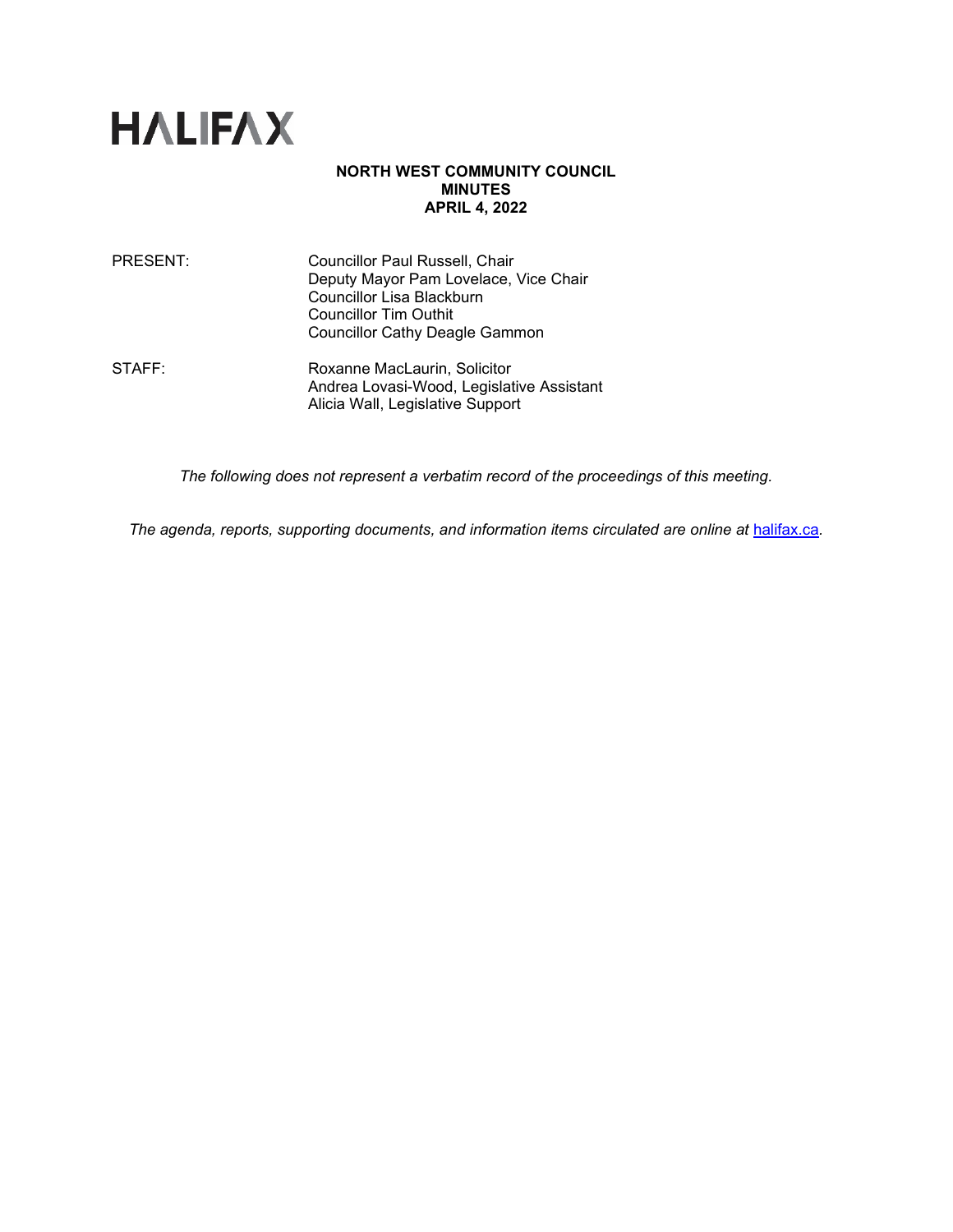# HALIFAX

**NORTH WEST COMMUNITY COUNCIL**
**MINUTES**
**APRIL 4, 2022**

PRESENT: Councillor Paul Russell, Chair
Deputy Mayor Pam Lovelace, Vice Chair
Councillor Lisa Blackburn
Councillor Tim Outhit
Councillor Cathy Deagle Gammon

STAFF: Roxanne MacLaurin, Solicitor
Andrea Lovasi-Wood, Legislative Assistant
Alicia Wall, Legislative Support

*The following does not represent a verbatim record of the proceedings of this meeting.*

*The agenda, reports, supporting documents, and information items circulated are online at [halifax.ca](halifax.ca).*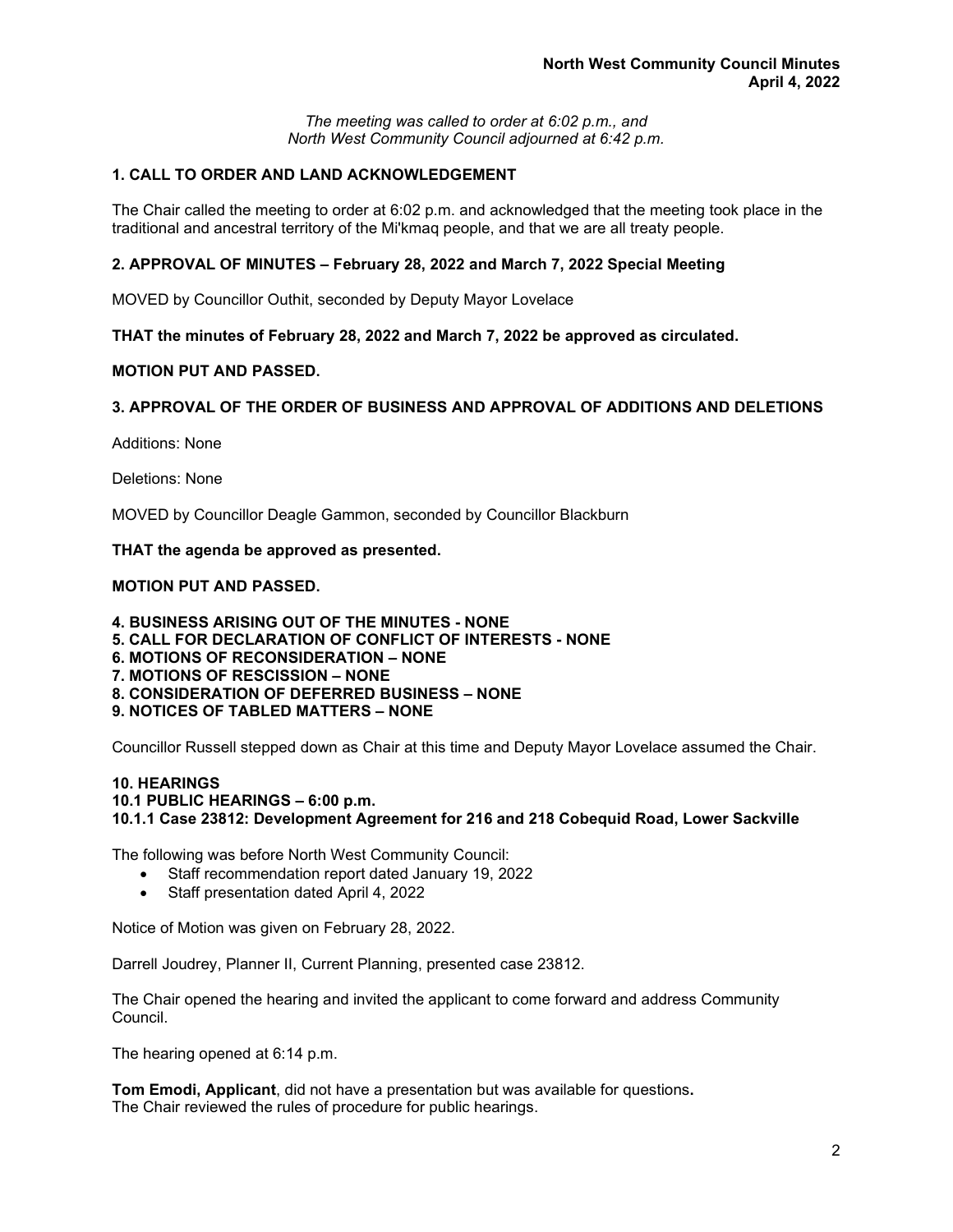*The meeting was called to order at 6:02 p.m., and North West Community Council adjourned at 6:42 p.m.*

## 1. CALL TO ORDER AND LAND ACKNOWLEDGEMENT

The Chair called the meeting to order at 6:02 p.m. and acknowledged that the meeting took place in the traditional and ancestral territory of the Mi'kmaq people, and that we are all treaty people.

## 2. APPROVAL OF MINUTES – February 28, 2022 and March 7, 2022 Special Meeting

MOVED by Councillor Outhit, seconded by Deputy Mayor Lovelace

**THAT the minutes of February 28, 2022 and March 7, 2022 be approved as circulated.**

**MOTION PUT AND PASSED.**

## 3. APPROVAL OF THE ORDER OF BUSINESS AND APPROVAL OF ADDITIONS AND DELETIONS

Additions: None

Deletions: None

MOVED by Councillor Deagle Gammon, seconded by Councillor Blackburn

**THAT the agenda be approved as presented.**

**MOTION PUT AND PASSED.**

**4. BUSINESS ARISING OUT OF THE MINUTES - NONE**
**5. CALL FOR DECLARATION OF CONFLICT OF INTERESTS - NONE**
**6. MOTIONS OF RECONSIDERATION – NONE**
**7. MOTIONS OF RESCISSION – NONE**
**8. CONSIDERATION OF DEFERRED BUSINESS – NONE**
**9. NOTICES OF TABLED MATTERS – NONE**

Councillor Russell stepped down as Chair at this time and Deputy Mayor Lovelace assumed the Chair.

## 10. HEARINGS
### 10.1 PUBLIC HEARINGS – 6:00 p.m.
### 10.1.1 Case 23812: Development Agreement for 216 and 218 Cobequid Road, Lower Sackville

The following was before North West Community Council:

- Staff recommendation report dated January 19, 2022
- Staff presentation dated April 4, 2022

Notice of Motion was given on February 28, 2022.

Darrell Joudrey, Planner II, Current Planning, presented case 23812.

The Chair opened the hearing and invited the applicant to come forward and address Community Council.

The hearing opened at 6:14 p.m.

**Tom Emodi, Applicant**, did not have a presentation but was available for questions**.**
The Chair reviewed the rules of procedure for public hearings.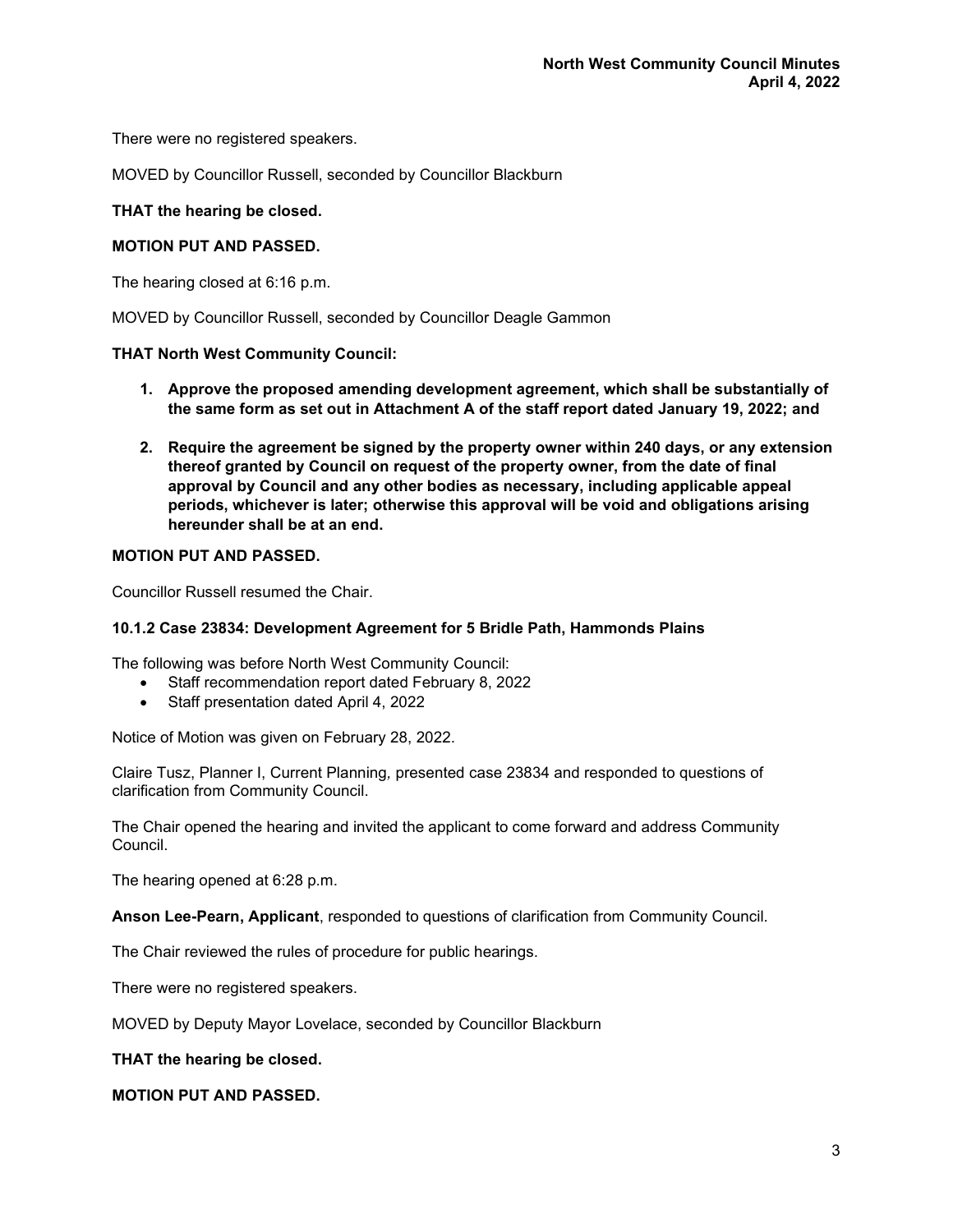There were no registered speakers.

MOVED by Councillor Russell, seconded by Councillor Blackburn

**THAT the hearing be closed.**

**MOTION PUT AND PASSED.**

The hearing closed at 6:16 p.m.

MOVED by Councillor Russell, seconded by Councillor Deagle Gammon

**THAT North West Community Council:**

1. **Approve the proposed amending development agreement, which shall be substantially of the same form as set out in Attachment A of the staff report dated January 19, 2022; and**
2. **Require the agreement be signed by the property owner within 240 days, or any extension thereof granted by Council on request of the property owner, from the date of final approval by Council and any other bodies as necessary, including applicable appeal periods, whichever is later; otherwise this approval will be void and obligations arising hereunder shall be at an end.**

**MOTION PUT AND PASSED.**

Councillor Russell resumed the Chair.

### 10.1.2 Case 23834: Development Agreement for 5 Bridle Path, Hammonds Plains

The following was before North West Community Council:

- Staff recommendation report dated February 8, 2022
- Staff presentation dated April 4, 2022

Notice of Motion was given on February 28, 2022.

Claire Tusz, Planner I, Current Planning, presented case 23834 and responded to questions of clarification from Community Council.

The Chair opened the hearing and invited the applicant to come forward and address Community Council.

The hearing opened at 6:28 p.m.

**Anson Lee-Pearn, Applicant**, responded to questions of clarification from Community Council.

The Chair reviewed the rules of procedure for public hearings.

There were no registered speakers.

MOVED by Deputy Mayor Lovelace, seconded by Councillor Blackburn

**THAT the hearing be closed.**

**MOTION PUT AND PASSED.**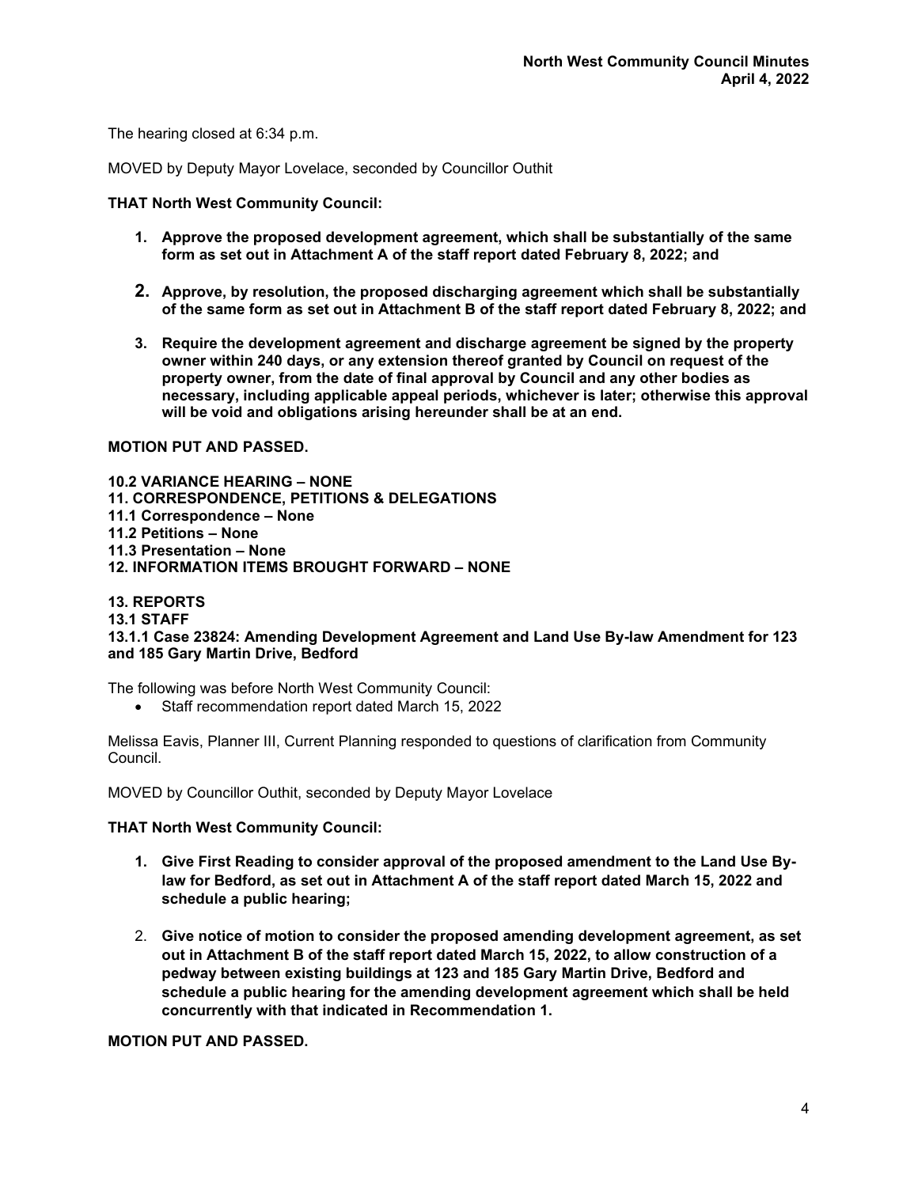The hearing closed at 6:34 p.m.

MOVED by Deputy Mayor Lovelace, seconded by Councillor Outhit

**THAT North West Community Council:**

1. **Approve the proposed development agreement, which shall be substantially of the same form as set out in Attachment A of the staff report dated February 8, 2022; and**
2. **Approve, by resolution, the proposed discharging agreement which shall be substantially of the same form as set out in Attachment B of the staff report dated February 8, 2022; and**
3. **Require the development agreement and discharge agreement be signed by the property owner within 240 days, or any extension thereof granted by Council on request of the property owner, from the date of final approval by Council and any other bodies as necessary, including applicable appeal periods, whichever is later; otherwise this approval will be void and obligations arising hereunder shall be at an end.**

**MOTION PUT AND PASSED.**

**10.2 VARIANCE HEARING – NONE**
**11. CORRESPONDENCE, PETITIONS & DELEGATIONS**
**11.1 Correspondence – None**
**11.2 Petitions – None**
**11.3 Presentation – None**
**12. INFORMATION ITEMS BROUGHT FORWARD – NONE**

**13. REPORTS**
**13.1 STAFF**
**13.1.1 Case 23824: Amending Development Agreement and Land Use By-law Amendment for 123 and 185 Gary Martin Drive, Bedford**

The following was before North West Community Council:

- Staff recommendation report dated March 15, 2022

Melissa Eavis, Planner III, Current Planning responded to questions of clarification from Community Council.

MOVED by Councillor Outhit, seconded by Deputy Mayor Lovelace

**THAT North West Community Council:**

1. **Give First Reading to consider approval of the proposed amendment to the Land Use By-law for Bedford, as set out in Attachment A of the staff report dated March 15, 2022 and schedule a public hearing;**
2. **Give notice of motion to consider the proposed amending development agreement, as set out in Attachment B of the staff report dated March 15, 2022, to allow construction of a pedway between existing buildings at 123 and 185 Gary Martin Drive, Bedford and schedule a public hearing for the amending development agreement which shall be held concurrently with that indicated in Recommendation 1.**

**MOTION PUT AND PASSED.**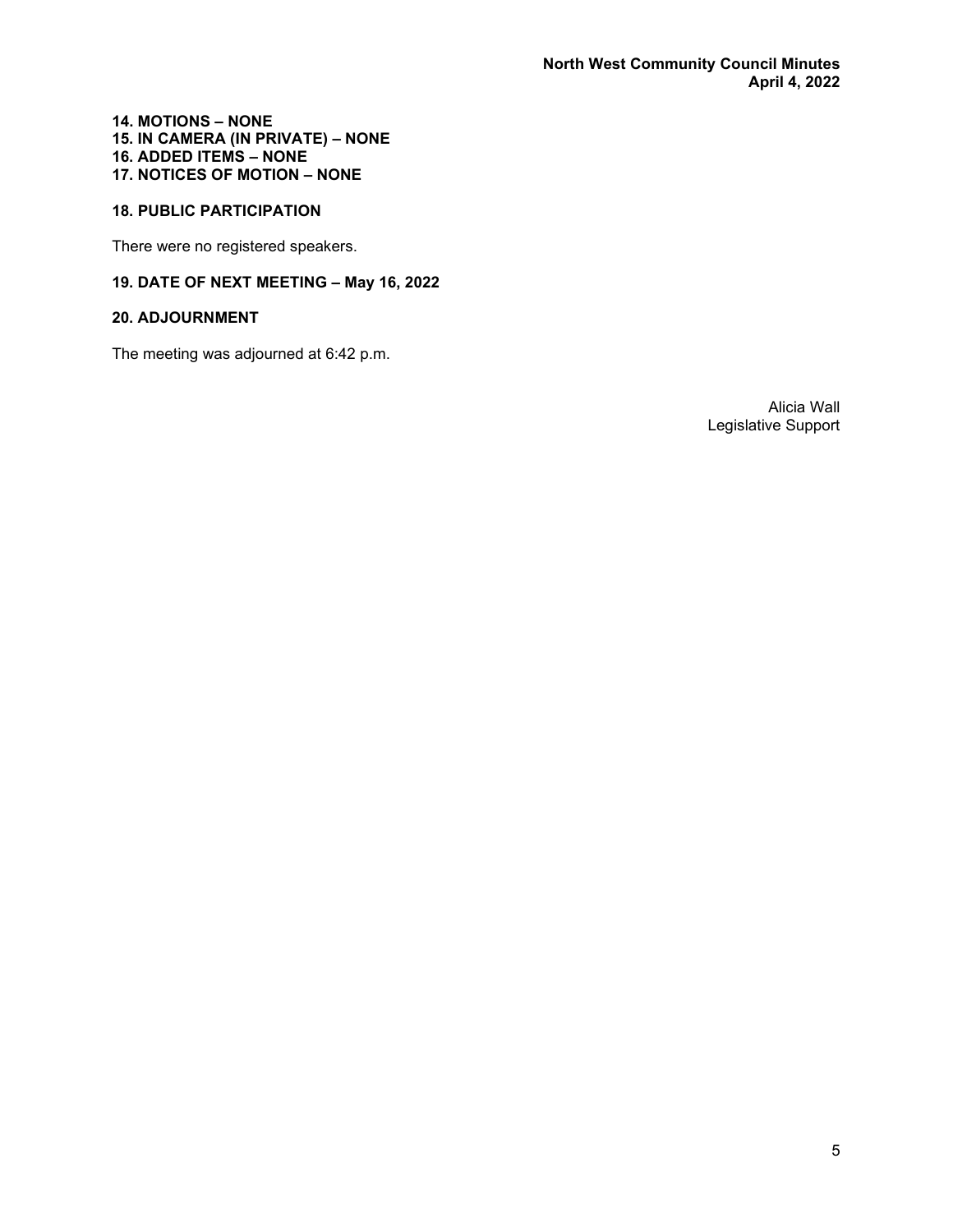**14. MOTIONS – NONE**
**15. IN CAMERA (IN PRIVATE) – NONE**
**16. ADDED ITEMS – NONE**
**17. NOTICES OF MOTION – NONE**

**18. PUBLIC PARTICIPATION**

There were no registered speakers.

**19. DATE OF NEXT MEETING – May 16, 2022**

**20. ADJOURNMENT**

The meeting was adjourned at 6:42 p.m.

Alicia Wall
Legislative Support